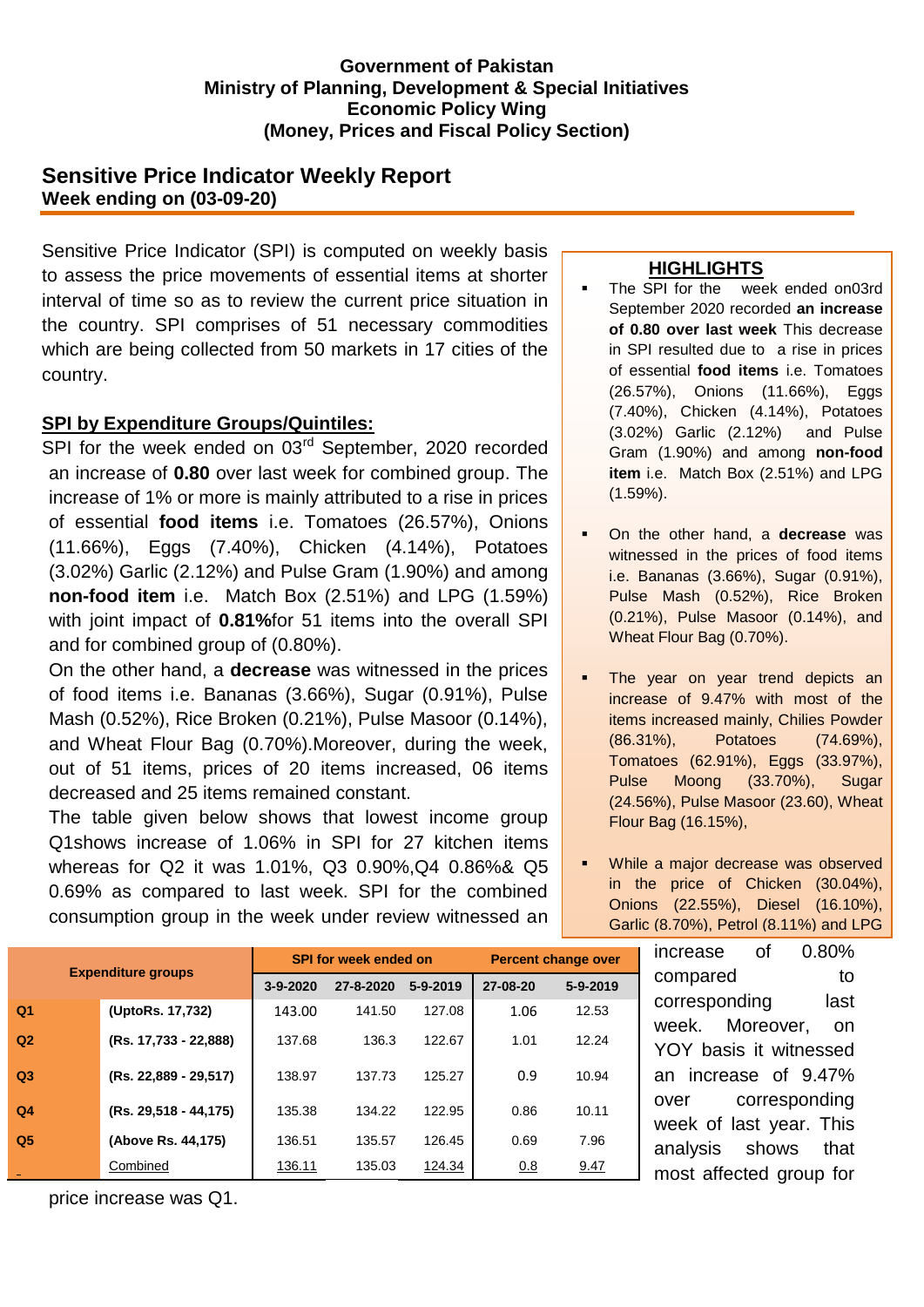**Government of Pakistan**
**Ministry of Planning, Development & Special Initiatives**
**Economic Policy Wing**
**(Money, Prices and Fiscal Policy Section)**

# Sensitive Price Indicator Weekly Report

**Week ending on (03-09-20)**

Sensitive Price Indicator (SPI) is computed on weekly basis to assess the price movements of essential items at shorter interval of time so as to review the current price situation in the country. SPI comprises of 51 necessary commodities which are being collected from 50 markets in 17 cities of the country.

## SPI by Expenditure Groups/Quintiles:

SPI for the week ended on 03rd September, 2020 recorded an increase of **0.80** over last week for combined group. The increase of 1% or more is mainly attributed to a rise in prices of essential **food items** i.e. Tomatoes (26.57%), Onions (11.66%), Eggs (7.40%), Chicken (4.14%), Potatoes (3.02%) Garlic (2.12%) and Pulse Gram (1.90%) and among **non-food item** i.e. Match Box (2.51%) and LPG (1.59%) with joint impact of **0.81%**for 51 items into the overall SPI and for combined group of (0.80%).

On the other hand, a **decrease** was witnessed in the prices of food items i.e. Bananas (3.66%), Sugar (0.91%), Pulse Mash (0.52%), Rice Broken (0.21%), Pulse Masoor (0.14%), and Wheat Flour Bag (0.70%).Moreover, during the week, out of 51 items, prices of 20 items increased, 06 items decreased and 25 items remained constant.

The table given below shows that lowest income group Q1shows increase of 1.06% in SPI for 27 kitchen items whereas for Q2 it was 1.01%, Q3 0.90%,Q4 0.86%& Q5 0.69% as compared to last week. SPI for the combined consumption group in the week under review witnessed an increase of 0.80% compared to corresponding last week. Moreover, on YOY basis it witnessed an increase of 9.47% over corresponding week of last year. This analysis shows that most affected group for price increase was Q1.

| Expenditure groups | | SPI for week ended on | | | Percent change over | |
|---|---|---|---|---|---|---|
| | | 3-9-2020 | 27-8-2020 | 5-9-2019 | 27-08-20 | 5-9-2019 |
| **Q1** | **(UptoRs. 17,732)** | 143.00 | 141.50 | 127.08 | 1.06 | 12.53 |
| **Q2** | **(Rs. 17,733 - 22,888)** | 137.68 | 136.3 | 122.67 | 1.01 | 12.24 |
| **Q3** | **(Rs. 22,889 - 29,517)** | 138.97 | 137.73 | 125.27 | 0.9 | 10.94 |
| **Q4** | **(Rs. 29,518 - 44,175)** | 135.38 | 134.22 | 122.95 | 0.86 | 10.11 |
| **Q5** | **(Above Rs. 44,175)** | 136.51 | 135.57 | 126.45 | 0.69 | 7.96 |
| | Combined | 136.11 | 135.03 | 124.34 | 0.8 | 9.47 |

## HIGHLIGHTS

- The SPI for the week ended on03rd September 2020 recorded **an increase of 0.80 over last week** This decrease in SPI resulted due to a rise in prices of essential **food items** i.e. Tomatoes (26.57%), Onions (11.66%), Eggs (7.40%), Chicken (4.14%), Potatoes (3.02%) Garlic (2.12%) and Pulse Gram (1.90%) and among **non-food item** i.e. Match Box (2.51%) and LPG (1.59%).
- On the other hand, a **decrease** was witnessed in the prices of food items i.e. Bananas (3.66%), Sugar (0.91%), Pulse Mash (0.52%), Rice Broken (0.21%), Pulse Masoor (0.14%), and Wheat Flour Bag (0.70%).
- The year on year trend depicts an increase of 9.47% with most of the items increased mainly, Chilies Powder (86.31%), Potatoes (74.69%), Tomatoes (62.91%), Eggs (33.97%), Pulse Moong (33.70%), Sugar (24.56%), Pulse Masoor (23.60), Wheat Flour Bag (16.15%),
- While a major decrease was observed in the price of Chicken (30.04%), Onions (22.55%), Diesel (16.10%), Garlic (8.70%), Petrol (8.11%) and LPG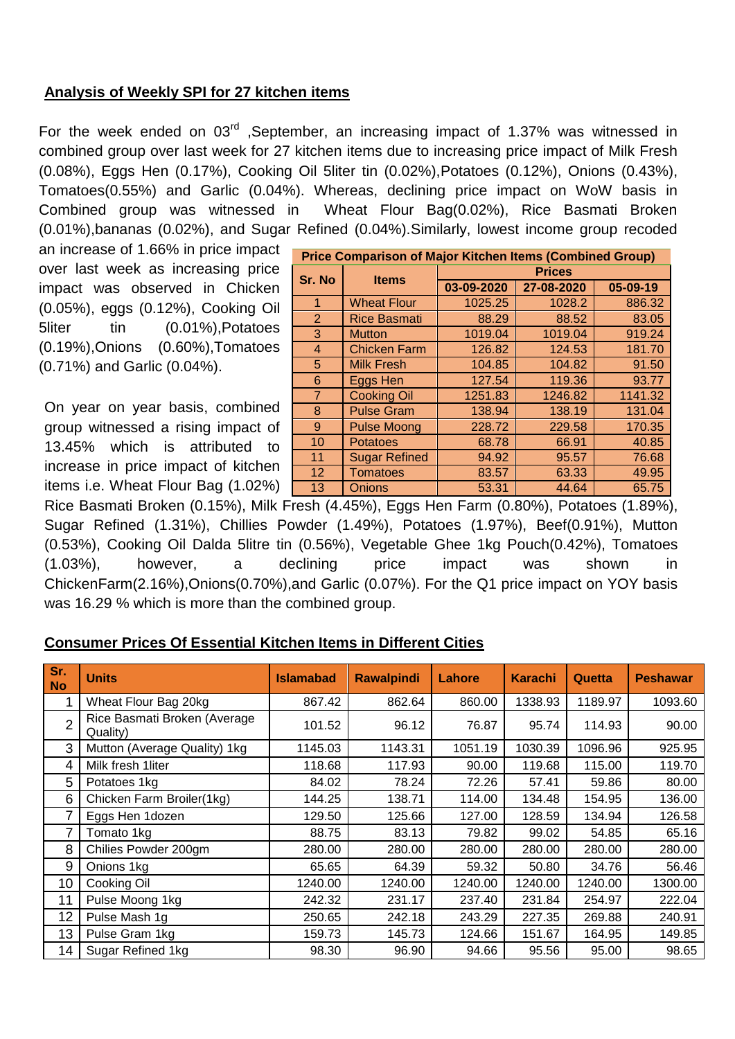## Analysis of Weekly SPI for 27 kitchen items

For the week ended on 03[rd] ,September, an increasing impact of 1.37% was witnessed in combined group over last week for 27 kitchen items due to increasing price impact of Milk Fresh (0.08%), Eggs Hen (0.17%), Cooking Oil 5liter tin (0.02%),Potatoes (0.12%), Onions (0.43%), Tomatoes(0.55%) and Garlic (0.04%). Whereas, declining price impact on WoW basis in Combined group was witnessed in Wheat Flour Bag(0.02%), Rice Basmati Broken (0.01%),bananas (0.02%), and Sugar Refined (0.04%).Similarly, lowest income group recoded an increase of 1.66% in price impact over last week as increasing price impact was observed in Chicken (0.05%), eggs (0.12%), Cooking Oil 5liter tin (0.01%),Potatoes (0.19%),Onions (0.60%),Tomatoes (0.71%) and Garlic (0.04%).

On year on year basis, combined group witnessed a rising impact of 13.45% which is attributed to increase in price impact of kitchen items i.e. Wheat Flour Bag (1.02%) Rice Basmati Broken (0.15%), Milk Fresh (4.45%), Eggs Hen Farm (0.80%), Potatoes (1.89%), Sugar Refined (1.31%), Chillies Powder (1.49%), Potatoes (1.97%), Beef(0.91%), Mutton (0.53%), Cooking Oil Dalda 5litre tin (0.56%), Vegetable Ghee 1kg Pouch(0.42%), Tomatoes (1.03%), however, a declining price impact was shown in ChickenFarm(2.16%),Onions(0.70%),and Garlic (0.07%). For the Q1 price impact on YOY basis was 16.29 % which is more than the combined group.

**Price Comparison of Major Kitchen Items (Combined Group)**

| Sr. No | Items | Prices | | |
|---|---|---|---|---|
| | | 03-09-2020 | 27-08-2020 | 05-09-19 |
| 1 | Wheat Flour | 1025.25 | 1028.2 | 886.32 |
| 2 | Rice Basmati | 88.29 | 88.52 | 83.05 |
| 3 | Mutton | 1019.04 | 1019.04 | 919.24 |
| 4 | Chicken Farm | 126.82 | 124.53 | 181.70 |
| 5 | Milk Fresh | 104.85 | 104.82 | 91.50 |
| 6 | Eggs Hen | 127.54 | 119.36 | 93.77 |
| 7 | Cooking Oil | 1251.83 | 1246.82 | 1141.32 |
| 8 | Pulse Gram | 138.94 | 138.19 | 131.04 |
| 9 | Pulse Moong | 228.72 | 229.58 | 170.35 |
| 10 | Potatoes | 68.78 | 66.91 | 40.85 |
| 11 | Sugar Refined | 94.92 | 95.57 | 76.68 |
| 12 | Tomatoes | 83.57 | 63.33 | 49.95 |
| 13 | Onions | 53.31 | 44.64 | 65.75 |

## Consumer Prices Of Essential Kitchen Items in Different Cities

| Sr. No | Units | Islamabad | Rawalpindi | Lahore | Karachi | Quetta | Peshawar |
|---|---|---|---|---|---|---|---|
| 1 | Wheat Flour Bag 20kg | 867.42 | 862.64 | 860.00 | 1338.93 | 1189.97 | 1093.60 |
| 2 | Rice Basmati Broken (Average Quality) | 101.52 | 96.12 | 76.87 | 95.74 | 114.93 | 90.00 |
| 3 | Mutton (Average Quality) 1kg | 1145.03 | 1143.31 | 1051.19 | 1030.39 | 1096.96 | 925.95 |
| 4 | Milk fresh 1liter | 118.68 | 117.93 | 90.00 | 119.68 | 115.00 | 119.70 |
| 5 | Potatoes 1kg | 84.02 | 78.24 | 72.26 | 57.41 | 59.86 | 80.00 |
| 6 | Chicken Farm Broiler(1kg) | 144.25 | 138.71 | 114.00 | 134.48 | 154.95 | 136.00 |
| 7 | Eggs Hen 1dozen | 129.50 | 125.66 | 127.00 | 128.59 | 134.94 | 126.58 |
| 7 | Tomato 1kg | 88.75 | 83.13 | 79.82 | 99.02 | 54.85 | 65.16 |
| 8 | Chilies Powder 200gm | 280.00 | 280.00 | 280.00 | 280.00 | 280.00 | 280.00 |
| 9 | Onions 1kg | 65.65 | 64.39 | 59.32 | 50.80 | 34.76 | 56.46 |
| 10 | Cooking Oil | 1240.00 | 1240.00 | 1240.00 | 1240.00 | 1240.00 | 1300.00 |
| 11 | Pulse Moong 1kg | 242.32 | 231.17 | 237.40 | 231.84 | 254.97 | 222.04 |
| 12 | Pulse Mash 1g | 250.65 | 242.18 | 243.29 | 227.35 | 269.88 | 240.91 |
| 13 | Pulse Gram 1kg | 159.73 | 145.73 | 124.66 | 151.67 | 164.95 | 149.85 |
| 14 | Sugar Refined 1kg | 98.30 | 96.90 | 94.66 | 95.56 | 95.00 | 98.65 |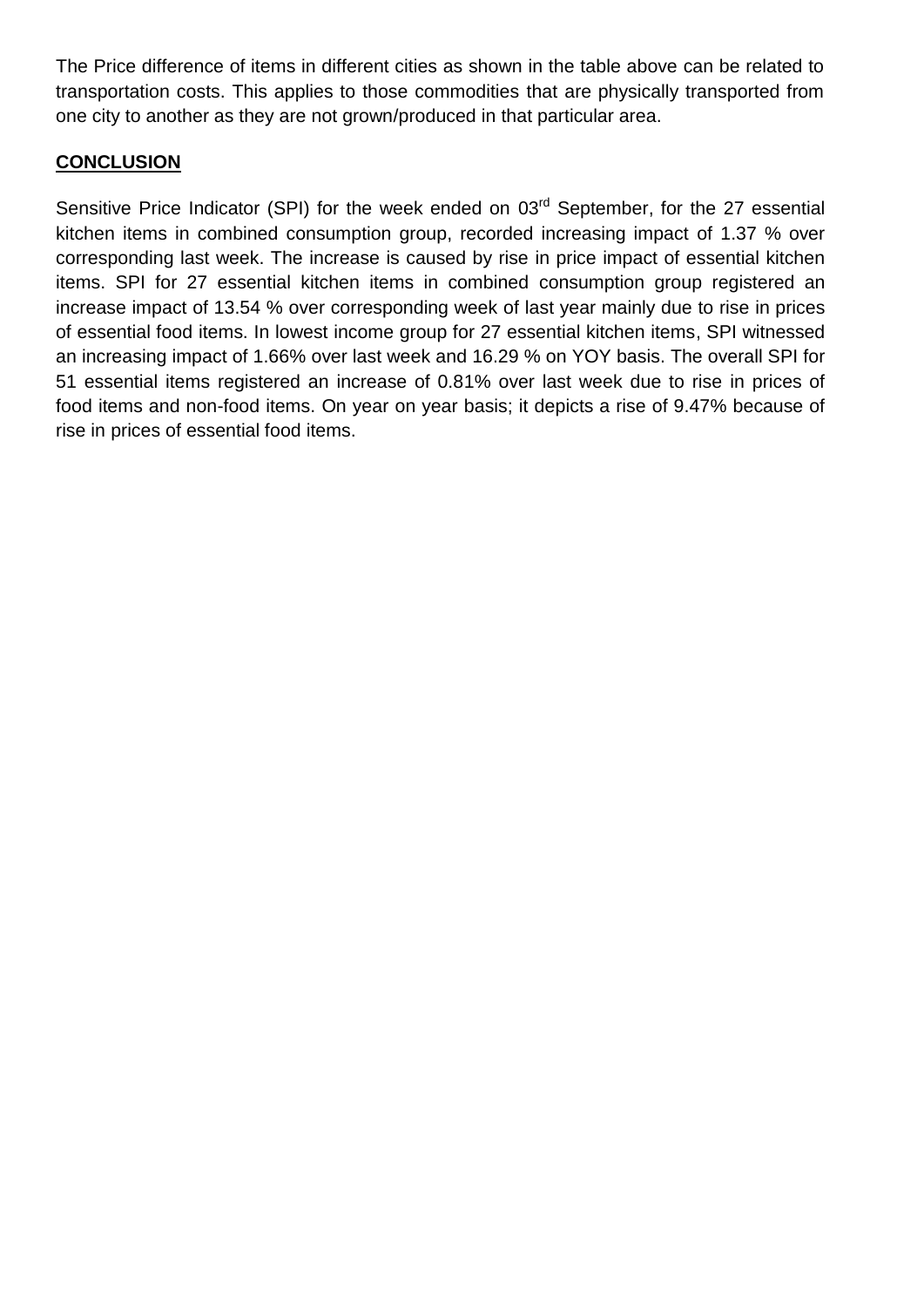The Price difference of items in different cities as shown in the table above can be related to transportation costs. This applies to those commodities that are physically transported from one city to another as they are not grown/produced in that particular area.

## CONCLUSION

Sensitive Price Indicator (SPI) for the week ended on 03rd September, for the 27 essential kitchen items in combined consumption group, recorded increasing impact of 1.37 % over corresponding last week. The increase is caused by rise in price impact of essential kitchen items. SPI for 27 essential kitchen items in combined consumption group registered an increase impact of 13.54 % over corresponding week of last year mainly due to rise in prices of essential food items. In lowest income group for 27 essential kitchen items, SPI witnessed an increasing impact of 1.66% over last week and 16.29 % on YOY basis. The overall SPI for 51 essential items registered an increase of 0.81% over last week due to rise in prices of food items and non-food items. On year on year basis; it depicts a rise of 9.47% because of rise in prices of essential food items.